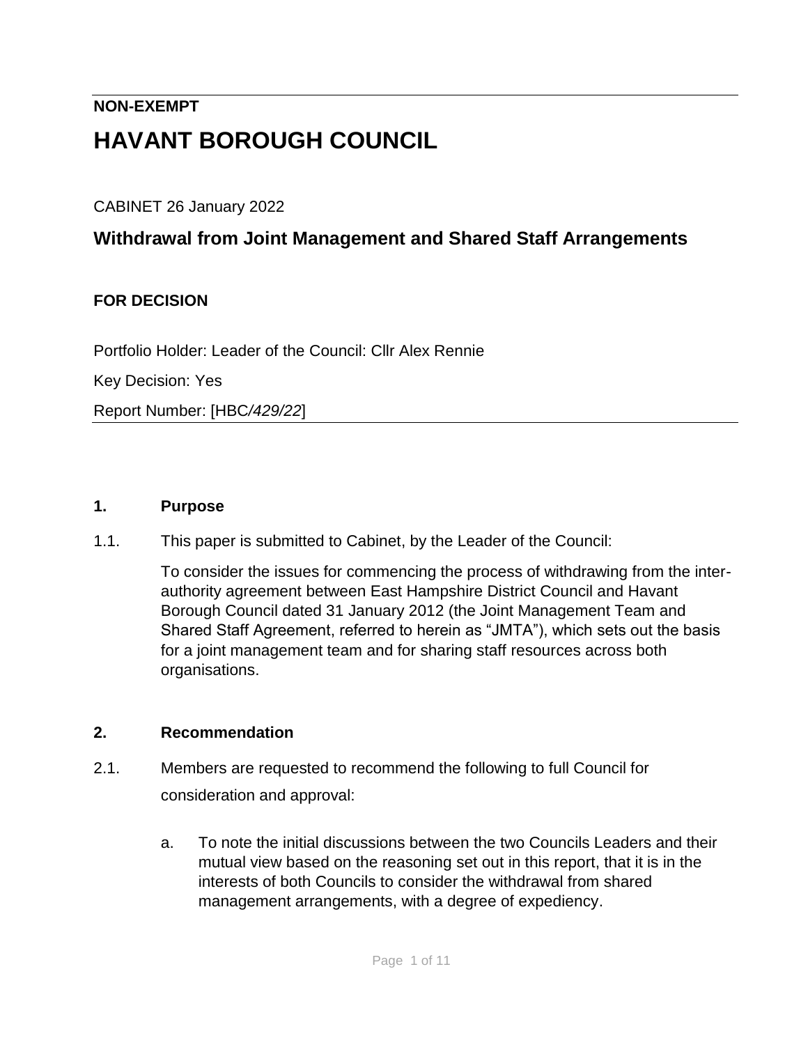**NON-EXEMPT**

# HAVANT BOROUGH COUNCIL

CABINET 26 January 2022

## Withdrawal from Joint Management and Shared Staff Arrangements

**FOR DECISION**

Portfolio Holder: Leader of the Council: Cllr Alex Rennie

Key Decision: Yes

Report Number: [HBC*/429/22*]

### 1. Purpose

1.1. This paper is submitted to Cabinet, by the Leader of the Council:

To consider the issues for commencing the process of withdrawing from the inter-authority agreement between East Hampshire District Council and Havant Borough Council dated 31 January 2012 (the Joint Management Team and Shared Staff Agreement, referred to herein as "JMTA"), which sets out the basis for a joint management team and for sharing staff resources across both organisations.

### 2. Recommendation

2.1. Members are requested to recommend the following to full Council for consideration and approval:

a. To note the initial discussions between the two Councils Leaders and their mutual view based on the reasoning set out in this report, that it is in the interests of both Councils to consider the withdrawal from shared management arrangements, with a degree of expediency.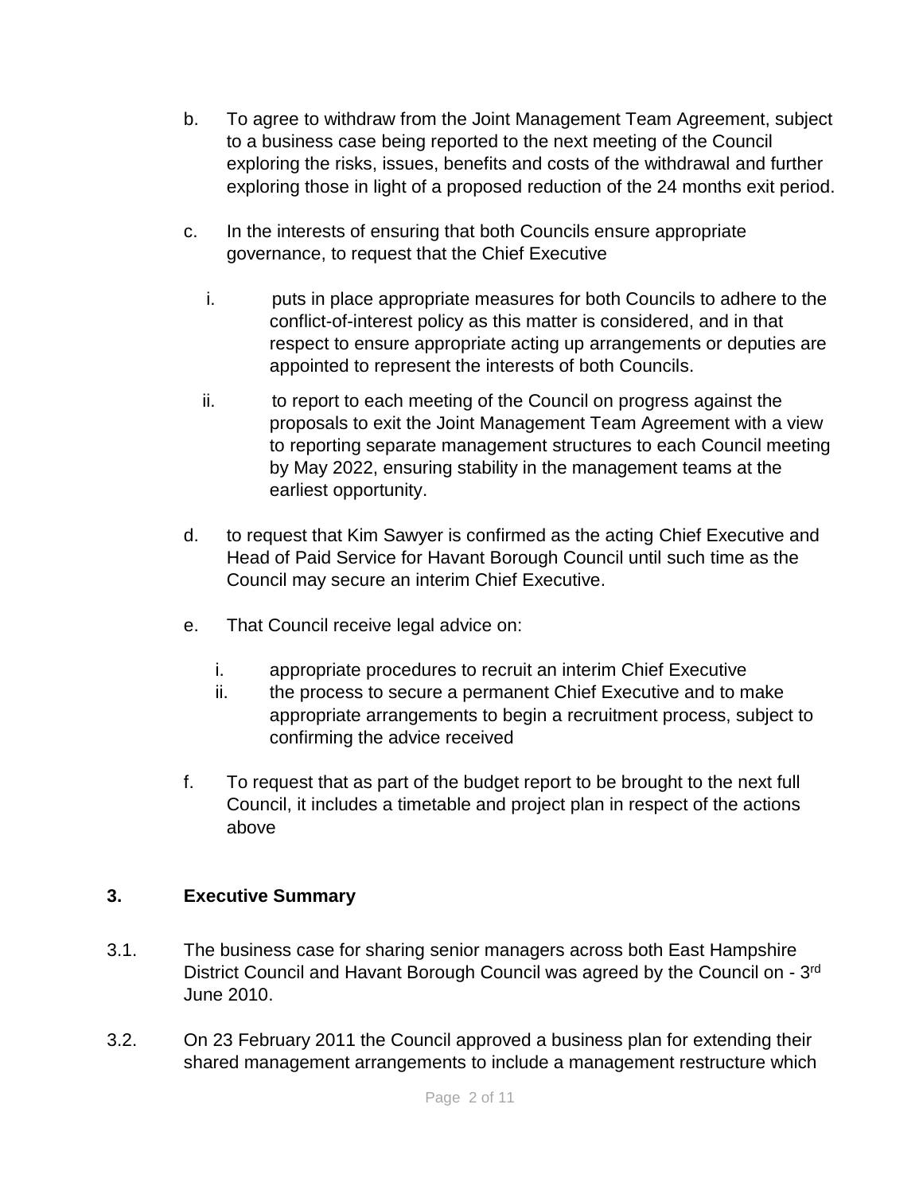b. To agree to withdraw from the Joint Management Team Agreement, subject to a business case being reported to the next meeting of the Council exploring the risks, issues, benefits and costs of the withdrawal and further exploring those in light of a proposed reduction of the 24 months exit period.

c. In the interests of ensuring that both Councils ensure appropriate governance, to request that the Chief Executive

   i. puts in place appropriate measures for both Councils to adhere to the conflict-of-interest policy as this matter is considered, and in that respect to ensure appropriate acting up arrangements or deputies are appointed to represent the interests of both Councils.

   ii. to report to each meeting of the Council on progress against the proposals to exit the Joint Management Team Agreement with a view to reporting separate management structures to each Council meeting by May 2022, ensuring stability in the management teams at the earliest opportunity.

d. to request that Kim Sawyer is confirmed as the acting Chief Executive and Head of Paid Service for Havant Borough Council until such time as the Council may secure an interim Chief Executive.

e. That Council receive legal advice on:

   i. appropriate procedures to recruit an interim Chief Executive
   ii. the process to secure a permanent Chief Executive and to make appropriate arrangements to begin a recruitment process, subject to confirming the advice received

f. To request that as part of the budget report to be brought to the next full Council, it includes a timetable and project plan in respect of the actions above

## 3. Executive Summary

3.1. The business case for sharing senior managers across both East Hampshire District Council and Havant Borough Council was agreed by the Council on - 3rd June 2010.

3.2. On 23 February 2011 the Council approved a business plan for extending their shared management arrangements to include a management restructure which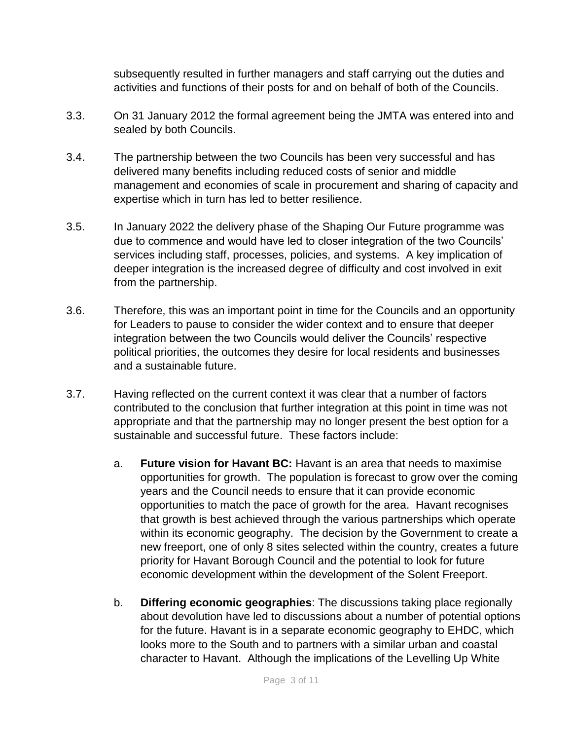subsequently resulted in further managers and staff carrying out the duties and activities and functions of their posts for and on behalf of both of the Councils.

3.3. On 31 January 2012 the formal agreement being the JMTA was entered into and sealed by both Councils.

3.4. The partnership between the two Councils has been very successful and has delivered many benefits including reduced costs of senior and middle management and economies of scale in procurement and sharing of capacity and expertise which in turn has led to better resilience.

3.5. In January 2022 the delivery phase of the Shaping Our Future programme was due to commence and would have led to closer integration of the two Councils' services including staff, processes, policies, and systems. A key implication of deeper integration is the increased degree of difficulty and cost involved in exit from the partnership.

3.6. Therefore, this was an important point in time for the Councils and an opportunity for Leaders to pause to consider the wider context and to ensure that deeper integration between the two Councils would deliver the Councils' respective political priorities, the outcomes they desire for local residents and businesses and a sustainable future.

3.7. Having reflected on the current context it was clear that a number of factors contributed to the conclusion that further integration at this point in time was not appropriate and that the partnership may no longer present the best option for a sustainable and successful future. These factors include:

a. **Future vision for Havant BC:** Havant is an area that needs to maximise opportunities for growth. The population is forecast to grow over the coming years and the Council needs to ensure that it can provide economic opportunities to match the pace of growth for the area. Havant recognises that growth is best achieved through the various partnerships which operate within its economic geography. The decision by the Government to create a new freeport, one of only 8 sites selected within the country, creates a future priority for Havant Borough Council and the potential to look for future economic development within the development of the Solent Freeport.

b. **Differing economic geographies**: The discussions taking place regionally about devolution have led to discussions about a number of potential options for the future. Havant is in a separate economic geography to EHDC, which looks more to the South and to partners with a similar urban and coastal character to Havant. Although the implications of the Levelling Up White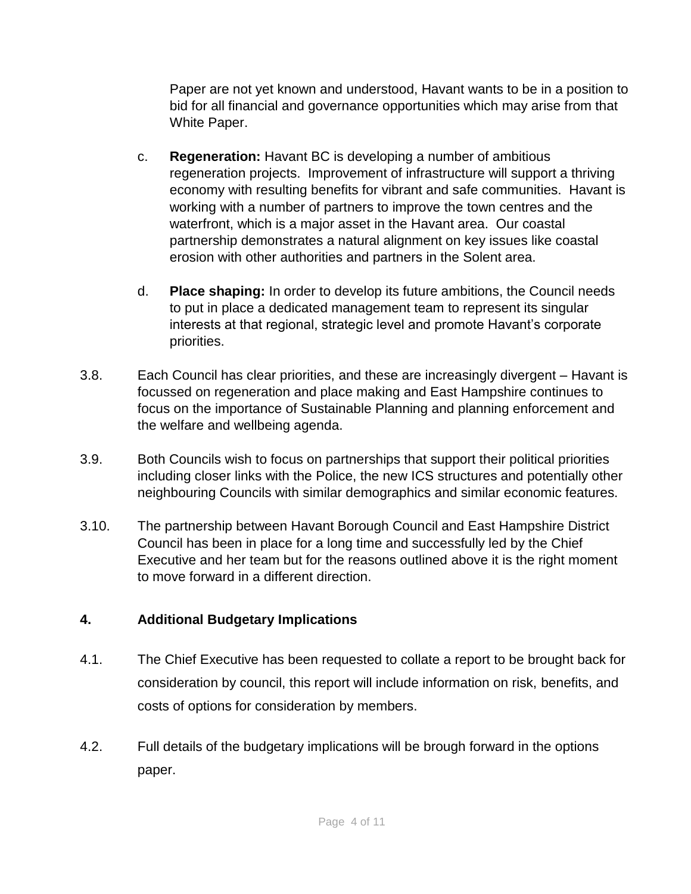Paper are not yet known and understood, Havant wants to be in a position to bid for all financial and governance opportunities which may arise from that White Paper.

c. **Regeneration:** Havant BC is developing a number of ambitious regeneration projects. Improvement of infrastructure will support a thriving economy with resulting benefits for vibrant and safe communities. Havant is working with a number of partners to improve the town centres and the waterfront, which is a major asset in the Havant area. Our coastal partnership demonstrates a natural alignment on key issues like coastal erosion with other authorities and partners in the Solent area.

d. **Place shaping:** In order to develop its future ambitions, the Council needs to put in place a dedicated management team to represent its singular interests at that regional, strategic level and promote Havant's corporate priorities.

3.8. Each Council has clear priorities, and these are increasingly divergent – Havant is focussed on regeneration and place making and East Hampshire continues to focus on the importance of Sustainable Planning and planning enforcement and the welfare and wellbeing agenda.

3.9. Both Councils wish to focus on partnerships that support their political priorities including closer links with the Police, the new ICS structures and potentially other neighbouring Councils with similar demographics and similar economic features.

3.10. The partnership between Havant Borough Council and East Hampshire District Council has been in place for a long time and successfully led by the Chief Executive and her team but for the reasons outlined above it is the right moment to move forward in a different direction.

## 4. Additional Budgetary Implications

4.1. The Chief Executive has been requested to collate a report to be brought back for consideration by council, this report will include information on risk, benefits, and costs of options for consideration by members.

4.2. Full details of the budgetary implications will be brough forward in the options paper.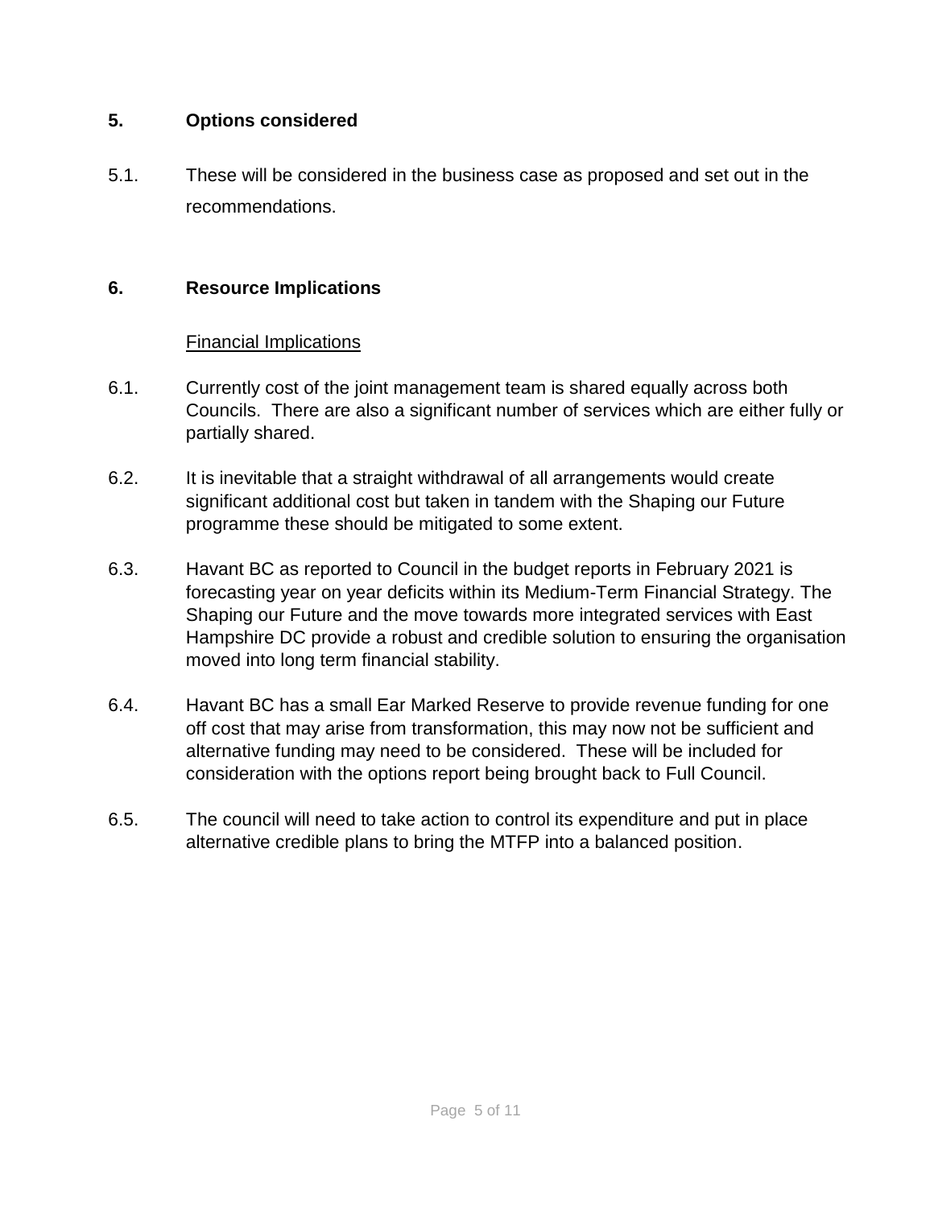## 5. Options considered

5.1. These will be considered in the business case as proposed and set out in the recommendations.

## 6. Resource Implications

Financial Implications

6.1. Currently cost of the joint management team is shared equally across both Councils. There are also a significant number of services which are either fully or partially shared.

6.2. It is inevitable that a straight withdrawal of all arrangements would create significant additional cost but taken in tandem with the Shaping our Future programme these should be mitigated to some extent.

6.3. Havant BC as reported to Council in the budget reports in February 2021 is forecasting year on year deficits within its Medium-Term Financial Strategy. The Shaping our Future and the move towards more integrated services with East Hampshire DC provide a robust and credible solution to ensuring the organisation moved into long term financial stability.

6.4. Havant BC has a small Ear Marked Reserve to provide revenue funding for one off cost that may arise from transformation, this may now not be sufficient and alternative funding may need to be considered. These will be included for consideration with the options report being brought back to Full Council.

6.5. The council will need to take action to control its expenditure and put in place alternative credible plans to bring the MTFP into a balanced position.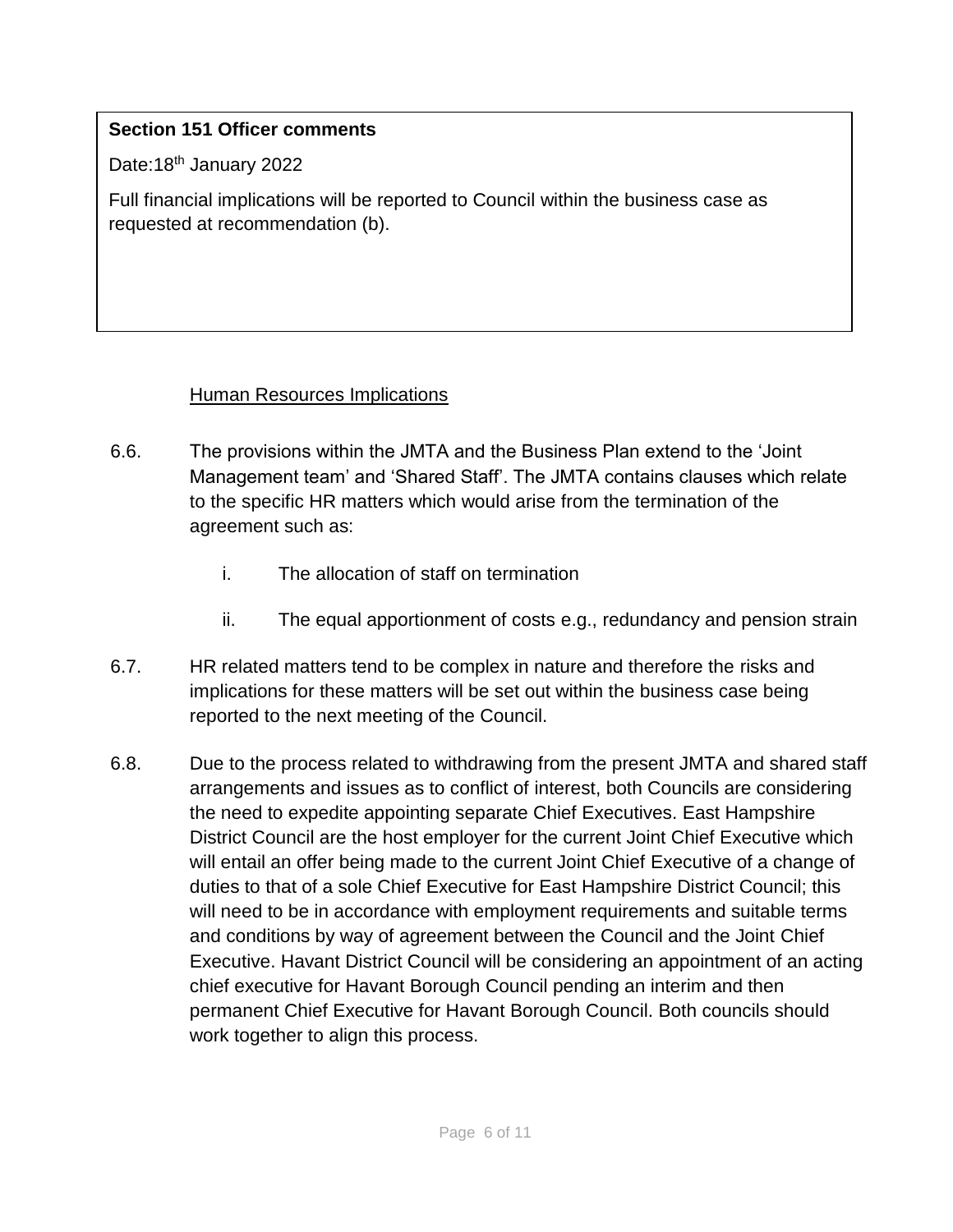**Section 151 Officer comments**

Date:18th January 2022

Full financial implications will be reported to Council within the business case as requested at recommendation (b).

Human Resources Implications

6.6. The provisions within the JMTA and the Business Plan extend to the 'Joint Management team' and 'Shared Staff'. The JMTA contains clauses which relate to the specific HR matters which would arise from the termination of the agreement such as:

   i. The allocation of staff on termination

   ii. The equal apportionment of costs e.g., redundancy and pension strain

6.7. HR related matters tend to be complex in nature and therefore the risks and implications for these matters will be set out within the business case being reported to the next meeting of the Council.

6.8. Due to the process related to withdrawing from the present JMTA and shared staff arrangements and issues as to conflict of interest, both Councils are considering the need to expedite appointing separate Chief Executives. East Hampshire District Council are the host employer for the current Joint Chief Executive which will entail an offer being made to the current Joint Chief Executive of a change of duties to that of a sole Chief Executive for East Hampshire District Council; this will need to be in accordance with employment requirements and suitable terms and conditions by way of agreement between the Council and the Joint Chief Executive. Havant District Council will be considering an appointment of an acting chief executive for Havant Borough Council pending an interim and then permanent Chief Executive for Havant Borough Council. Both councils should work together to align this process.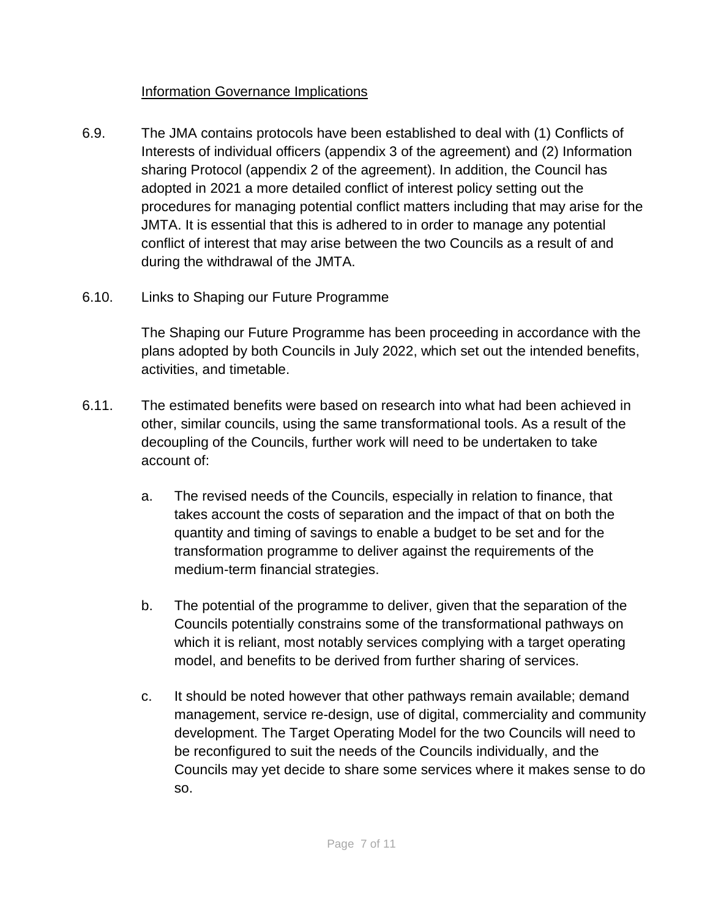Information Governance Implications

6.9. The JMA contains protocols have been established to deal with (1) Conflicts of Interests of individual officers (appendix 3 of the agreement) and (2) Information sharing Protocol (appendix 2 of the agreement). In addition, the Council has adopted in 2021 a more detailed conflict of interest policy setting out the procedures for managing potential conflict matters including that may arise for the JMTA. It is essential that this is adhered to in order to manage any potential conflict of interest that may arise between the two Councils as a result of and during the withdrawal of the JMTA.

6.10. Links to Shaping our Future Programme

The Shaping our Future Programme has been proceeding in accordance with the plans adopted by both Councils in July 2022, which set out the intended benefits, activities, and timetable.

6.11. The estimated benefits were based on research into what had been achieved in other, similar councils, using the same transformational tools. As a result of the decoupling of the Councils, further work will need to be undertaken to take account of:

a. The revised needs of the Councils, especially in relation to finance, that takes account the costs of separation and the impact of that on both the quantity and timing of savings to enable a budget to be set and for the transformation programme to deliver against the requirements of the medium-term financial strategies.

b. The potential of the programme to deliver, given that the separation of the Councils potentially constrains some of the transformational pathways on which it is reliant, most notably services complying with a target operating model, and benefits to be derived from further sharing of services.

c. It should be noted however that other pathways remain available; demand management, service re-design, use of digital, commerciality and community development. The Target Operating Model for the two Councils will need to be reconfigured to suit the needs of the Councils individually, and the Councils may yet decide to share some services where it makes sense to do so.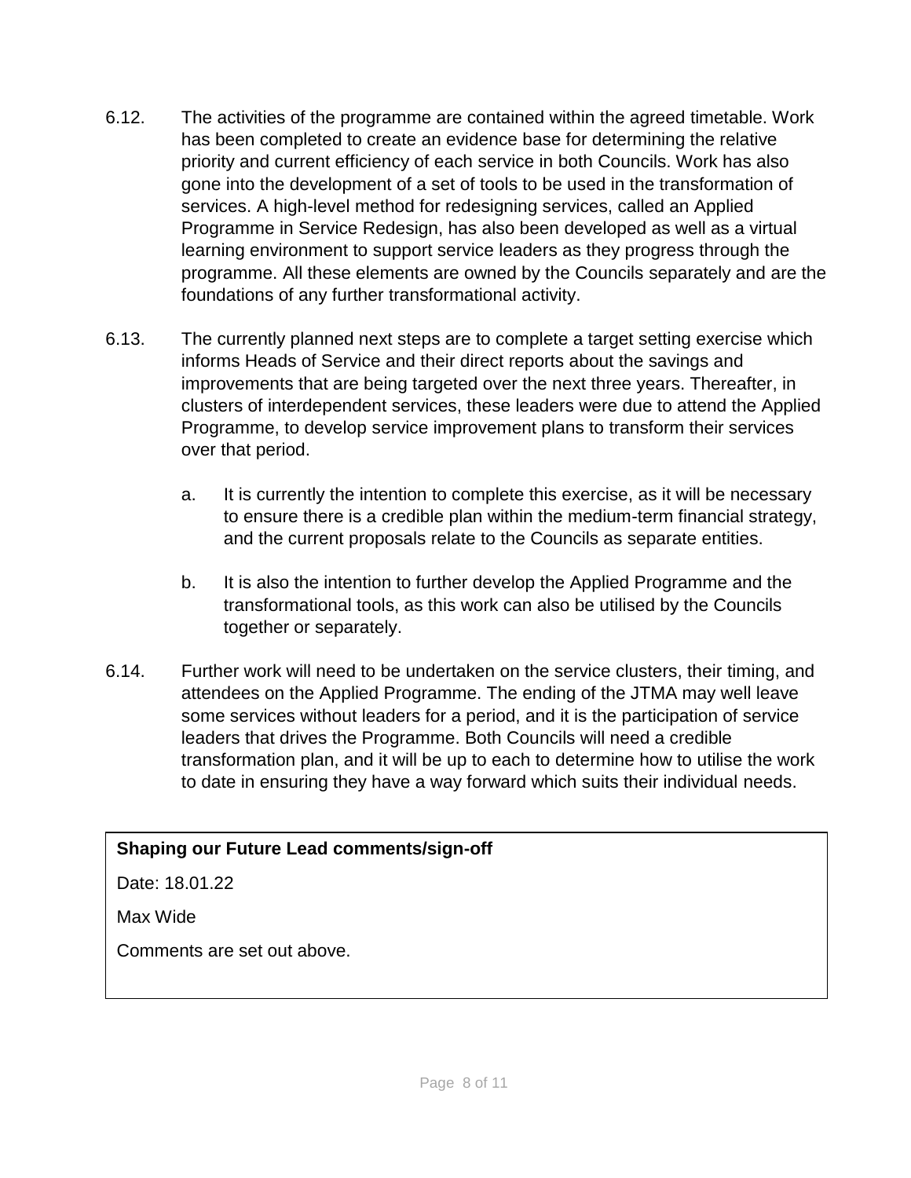6.12. The activities of the programme are contained within the agreed timetable. Work has been completed to create an evidence base for determining the relative priority and current efficiency of each service in both Councils. Work has also gone into the development of a set of tools to be used in the transformation of services. A high-level method for redesigning services, called an Applied Programme in Service Redesign, has also been developed as well as a virtual learning environment to support service leaders as they progress through the programme. All these elements are owned by the Councils separately and are the foundations of any further transformational activity.

6.13. The currently planned next steps are to complete a target setting exercise which informs Heads of Service and their direct reports about the savings and improvements that are being targeted over the next three years. Thereafter, in clusters of interdependent services, these leaders were due to attend the Applied Programme, to develop service improvement plans to transform their services over that period.

   a. It is currently the intention to complete this exercise, as it will be necessary to ensure there is a credible plan within the medium-term financial strategy, and the current proposals relate to the Councils as separate entities.

   b. It is also the intention to further develop the Applied Programme and the transformational tools, as this work can also be utilised by the Councils together or separately.

6.14. Further work will need to be undertaken on the service clusters, their timing, and attendees on the Applied Programme. The ending of the JTMA may well leave some services without leaders for a period, and it is the participation of service leaders that drives the Programme. Both Councils will need a credible transformation plan, and it will be up to each to determine how to utilise the work to date in ensuring they have a way forward which suits their individual needs.

| **Shaping our Future Lead comments/sign-off** |
|---|
| Date: 18.01.22 |
| Max Wide |
| Comments are set out above. |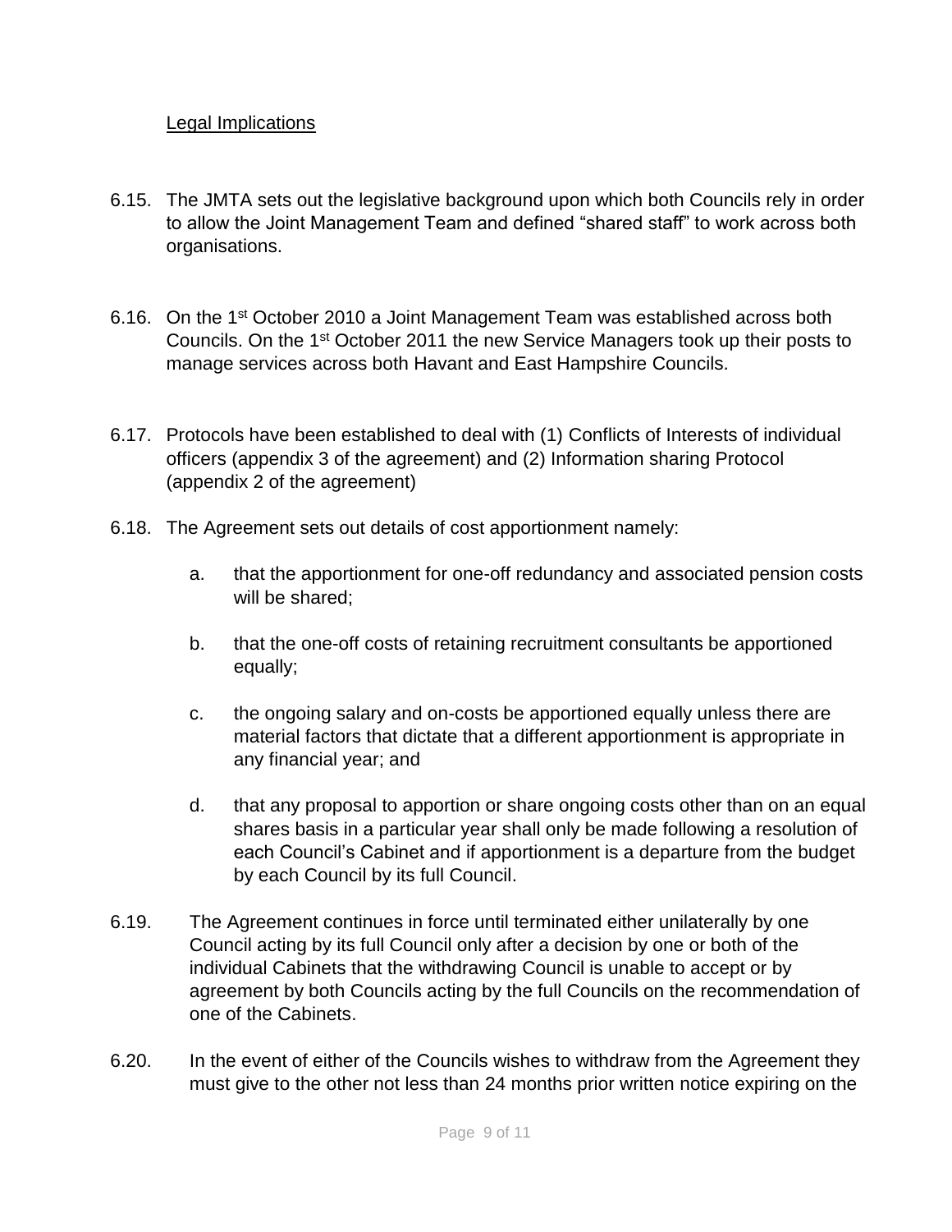Legal Implications

6.15. The JMTA sets out the legislative background upon which both Councils rely in order to allow the Joint Management Team and defined "shared staff" to work across both organisations.

6.16. On the 1st October 2010 a Joint Management Team was established across both Councils. On the 1st October 2011 the new Service Managers took up their posts to manage services across both Havant and East Hampshire Councils.

6.17. Protocols have been established to deal with (1) Conflicts of Interests of individual officers (appendix 3 of the agreement) and (2) Information sharing Protocol (appendix 2 of the agreement)

6.18. The Agreement sets out details of cost apportionment namely:

a. that the apportionment for one-off redundancy and associated pension costs will be shared;

b. that the one-off costs of retaining recruitment consultants be apportioned equally;

c. the ongoing salary and on-costs be apportioned equally unless there are material factors that dictate that a different apportionment is appropriate in any financial year; and

d. that any proposal to apportion or share ongoing costs other than on an equal shares basis in a particular year shall only be made following a resolution of each Council's Cabinet and if apportionment is a departure from the budget by each Council by its full Council.

6.19. The Agreement continues in force until terminated either unilaterally by one Council acting by its full Council only after a decision by one or both of the individual Cabinets that the withdrawing Council is unable to accept or by agreement by both Councils acting by the full Councils on the recommendation of one of the Cabinets.

6.20. In the event of either of the Councils wishes to withdraw from the Agreement they must give to the other not less than 24 months prior written notice expiring on the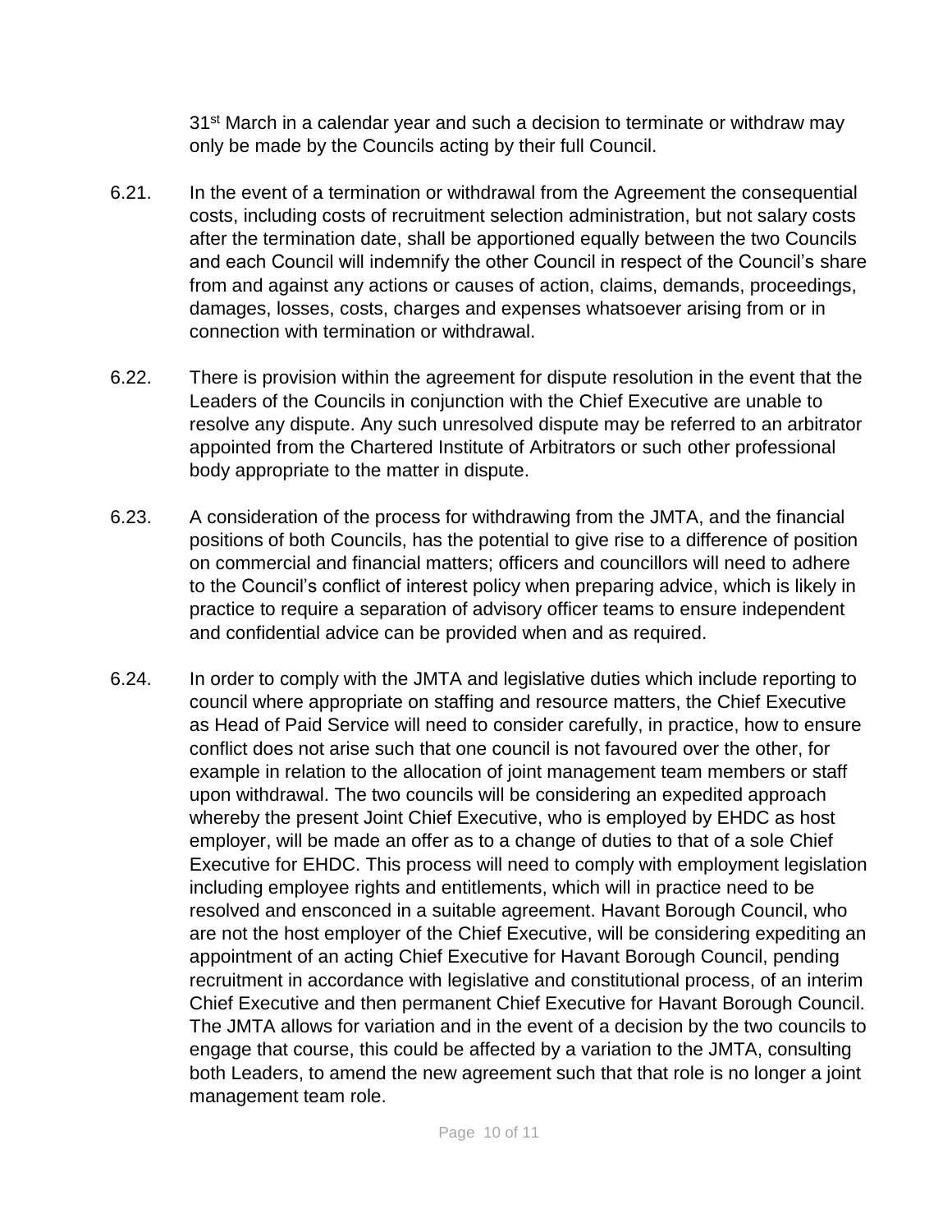31st March in a calendar year and such a decision to terminate or withdraw may only be made by the Councils acting by their full Council.

6.21. In the event of a termination or withdrawal from the Agreement the consequential costs, including costs of recruitment selection administration, but not salary costs after the termination date, shall be apportioned equally between the two Councils and each Council will indemnify the other Council in respect of the Council's share from and against any actions or causes of action, claims, demands, proceedings, damages, losses, costs, charges and expenses whatsoever arising from or in connection with termination or withdrawal.

6.22. There is provision within the agreement for dispute resolution in the event that the Leaders of the Councils in conjunction with the Chief Executive are unable to resolve any dispute. Any such unresolved dispute may be referred to an arbitrator appointed from the Chartered Institute of Arbitrators or such other professional body appropriate to the matter in dispute.

6.23. A consideration of the process for withdrawing from the JMTA, and the financial positions of both Councils, has the potential to give rise to a difference of position on commercial and financial matters; officers and councillors will need to adhere to the Council's conflict of interest policy when preparing advice, which is likely in practice to require a separation of advisory officer teams to ensure independent and confidential advice can be provided when and as required.

6.24. In order to comply with the JMTA and legislative duties which include reporting to council where appropriate on staffing and resource matters, the Chief Executive as Head of Paid Service will need to consider carefully, in practice, how to ensure conflict does not arise such that one council is not favoured over the other, for example in relation to the allocation of joint management team members or staff upon withdrawal. The two councils will be considering an expedited approach whereby the present Joint Chief Executive, who is employed by EHDC as host employer, will be made an offer as to a change of duties to that of a sole Chief Executive for EHDC. This process will need to comply with employment legislation including employee rights and entitlements, which will in practice need to be resolved and ensconced in a suitable agreement. Havant Borough Council, who are not the host employer of the Chief Executive, will be considering expediting an appointment of an acting Chief Executive for Havant Borough Council, pending recruitment in accordance with legislative and constitutional process, of an interim Chief Executive and then permanent Chief Executive for Havant Borough Council. The JMTA allows for variation and in the event of a decision by the two councils to engage that course, this could be affected by a variation to the JMTA, consulting both Leaders, to amend the new agreement such that that role is no longer a joint management team role.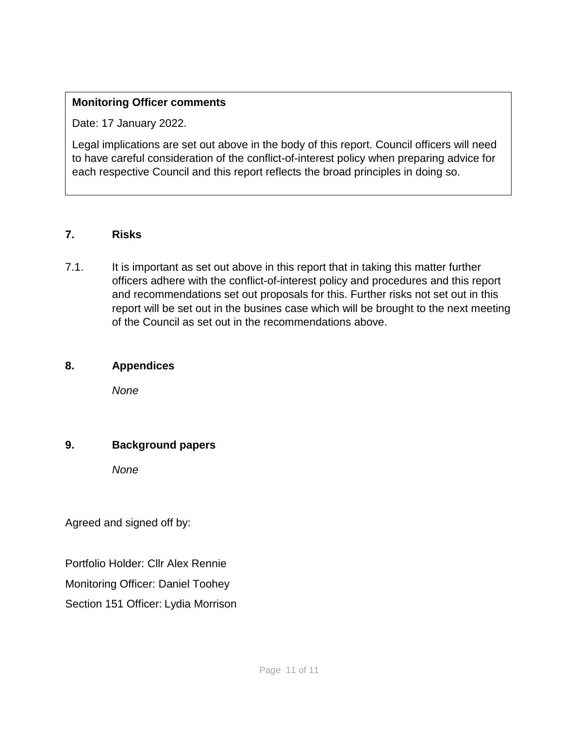**Monitoring Officer comments**

Date: 17 January 2022.

Legal implications are set out above in the body of this report. Council officers will need to have careful consideration of the conflict-of-interest policy when preparing advice for each respective Council and this report reflects the broad principles in doing so.

## 7. Risks

7.1. It is important as set out above in this report that in taking this matter further officers adhere with the conflict-of-interest policy and procedures and this report and recommendations set out proposals for this. Further risks not set out in this report will be set out in the busines case which will be brought to the next meeting of the Council as set out in the recommendations above.

## 8. Appendices

*None*

## 9. Background papers

*None*

Agreed and signed off by:

Portfolio Holder: Cllr Alex Rennie

Monitoring Officer: Daniel Toohey

Section 151 Officer: Lydia Morrison